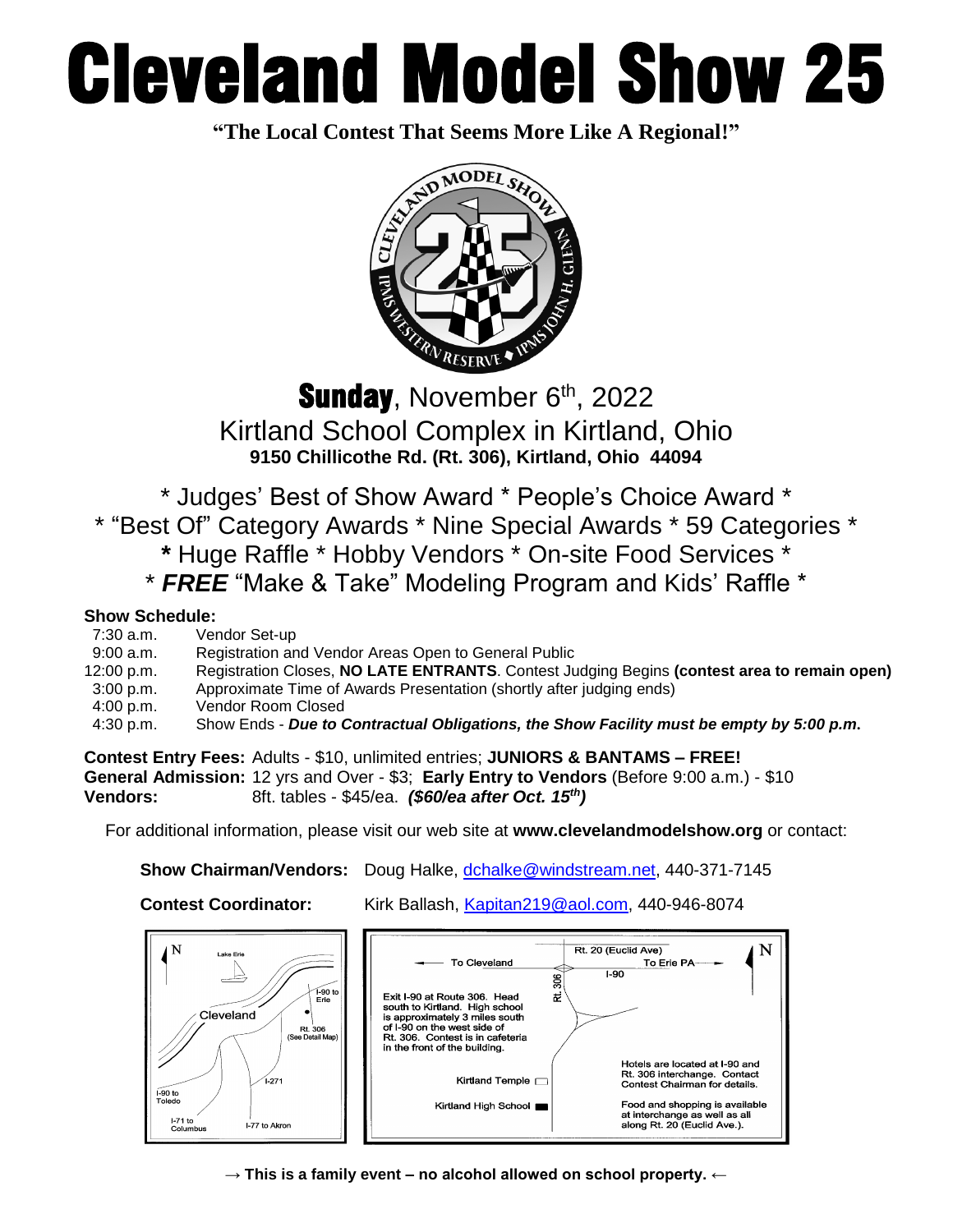# Cleveland Model Show 25

**"The Local Contest That Seems More Like A Regional!"**

## **Sunday**, November 6th, 2022

## Kirtland School Complex in Kirtland, Ohio

**9150 Chillicothe Rd. (Rt. 306), Kirtland, Ohio 44094**

\* Judges' Best of Show Award \* People's Choice Award \*
\* "Best Of" Category Awards \* Nine Special Awards \* 59 Categories \*
\* Huge Raffle \* Hobby Vendors \* On-site Food Services \*
\* ***FREE*** "Make & Take" Modeling Program and Kids' Raffle \*

**Show Schedule:**

| | |
|---|---|
| 7:30 a.m. | Vendor Set-up |
| 9:00 a.m. | Registration and Vendor Areas Open to General Public |
| 12:00 p.m. | Registration Closes, **NO LATE ENTRANTS**. Contest Judging Begins **(contest area to remain open)** |
| 3:00 p.m. | Approximate Time of Awards Presentation (shortly after judging ends) |
| 4:00 p.m. | Vendor Room Closed |
| 4:30 p.m. | Show Ends - ***Due to Contractual Obligations, the Show Facility must be empty by 5:00 p.m.*** |

**Contest Entry Fees:** Adults - $10, unlimited entries; **JUNIORS & BANTAMS – FREE!**
**General Admission:** 12 yrs and Over - $3; **Early Entry to Vendors** (Before 9:00 a.m.) - $10
**Vendors:** 8ft. tables - $45/ea. ***($60/ea after Oct. 15th)***

For additional information, please visit our web site at **www.clevelandmodelshow.org** or contact:

**Show Chairman/Vendors:** Doug Halke, dchalke@windstream.net, 440-371-7145

**Contest Coordinator:** Kirk Ballash, Kapitan219@aol.com, 440-946-8074

Exit I-90 at Route 306. Head south to Kirtland. High school is approximately 3 miles south of I-90 on the west side of Rt. 306. Contest is in cafeteria in the front of the building.

Hotels are located at I-90 and Rt. 306 interchange. Contact Contest Chairman for details.

Food and shopping is available at interchange as well as all along Rt. 20 (Euclid Ave.).

**→ This is a family event – no alcohol allowed on school property. ←**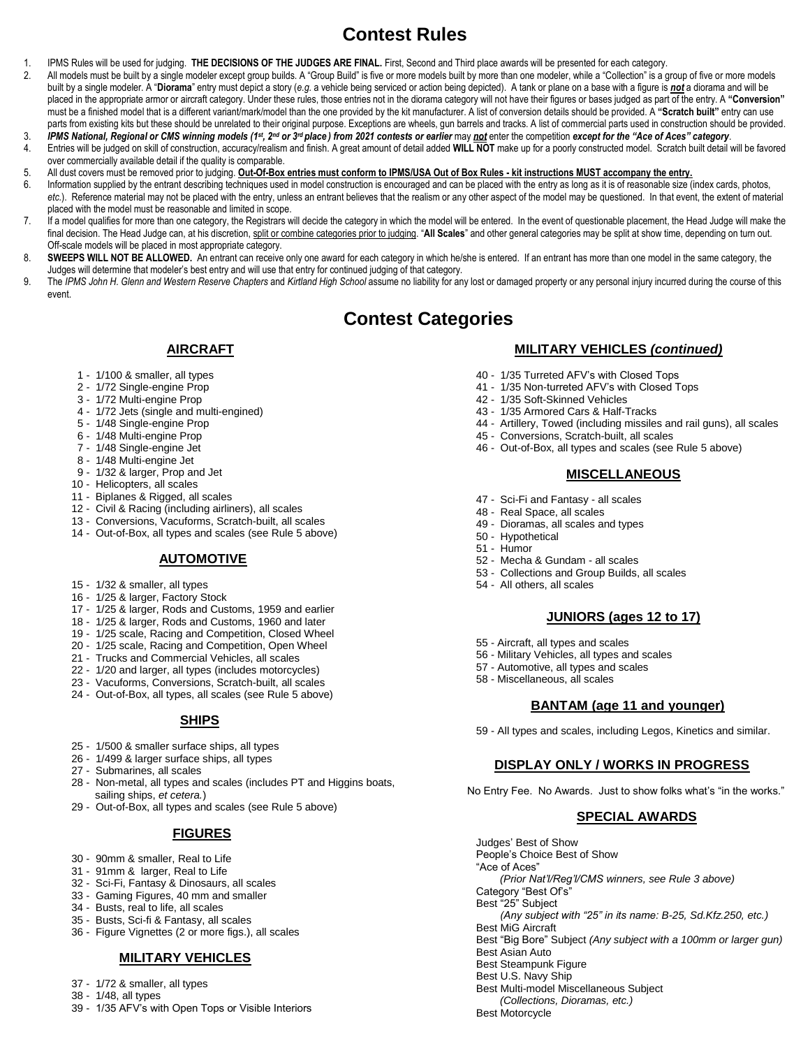# Contest Rules

1. IPMS Rules will be used for judging. **THE DECISIONS OF THE JUDGES ARE FINAL.** First, Second and Third place awards will be presented for each category.
2. All models must be built by a single modeler except group builds. A "Group Build" is five or more models built by more than one modeler, while a "Collection" is a group of five or more models built by a single modeler. A "**Diorama**" entry must depict a story (*e.g.* a vehicle being serviced or action being depicted). A tank or plane on a base with a figure is ***not*** a diorama and will be placed in the appropriate armor or aircraft category. Under these rules, those entries not in the diorama category will not have their figures or bases judged as part of the entry. A **"Conversion"** must be a finished model that is a different variant/mark/model than the one provided by the kit manufacturer. A list of conversion details should be provided. A **"Scratch built"** entry can use parts from existing kits but these should be unrelated to their original purpose. Exceptions are wheels, gun barrels and tracks. A list of commercial parts used in construction should be provided.
3. ***IPMS National, Regional or CMS winning models (1st, 2nd or 3rd place) from 2021 contests or earlier*** may ***not*** enter the competition ***except for the "Ace of Aces" category***.
4. Entries will be judged on skill of construction, accuracy/realism and finish. A great amount of detail added **WILL NOT** make up for a poorly constructed model. Scratch built detail will be favored over commercially available detail if the quality is comparable.
5. All dust covers must be removed prior to judging. **Out-Of-Box entries must conform to IPMS/USA Out of Box Rules - kit instructions MUST accompany the entry.**
6. Information supplied by the entrant describing techniques used in model construction is encouraged and can be placed with the entry as long as it is of reasonable size (index cards, photos, *etc.*). Reference material may not be placed with the entry, unless an entrant believes that the realism or any other aspect of the model may be questioned. In that event, the extent of material placed with the model must be reasonable and limited in scope.
7. If a model qualifies for more than one category, the Registrars will decide the category in which the model will be entered. In the event of questionable placement, the Head Judge will make the final decision. The Head Judge can, at his discretion, split or combine categories prior to judging. "**All Scales**" and other general categories may be split at show time, depending on turn out. Off-scale models will be placed in most appropriate category.
8. **SWEEPS WILL NOT BE ALLOWED.** An entrant can receive only one award for each category in which he/she is entered. If an entrant has more than one model in the same category, the Judges will determine that modeler's best entry and will use that entry for continued judging of that category.
9. The *IPMS John H. Glenn and Western Reserve Chapters* and *Kirtland High School* assume no liability for any lost or damaged property or any personal injury incurred during the course of this event.

# Contest Categories

## AIRCRAFT

1 - 1/100 & smaller, all types
2 - 1/72 Single-engine Prop
3 - 1/72 Multi-engine Prop
4 - 1/72 Jets (single and multi-engined)
5 - 1/48 Single-engine Prop
6 - 1/48 Multi-engine Prop
7 - 1/48 Single-engine Jet
8 - 1/48 Multi-engine Jet
9 - 1/32 & larger, Prop and Jet
10 - Helicopters, all scales
11 - Biplanes & Rigged, all scales
12 - Civil & Racing (including airliners), all scales
13 - Conversions, Vacuforms, Scratch-built, all scales
14 - Out-of-Box, all types and scales (see Rule 5 above)

## AUTOMOTIVE

15 - 1/32 & smaller, all types
16 - 1/25 & larger, Factory Stock
17 - 1/25 & larger, Rods and Customs, 1959 and earlier
18 - 1/25 & larger, Rods and Customs, 1960 and later
19 - 1/25 scale, Racing and Competition, Closed Wheel
20 - 1/25 scale, Racing and Competition, Open Wheel
21 - Trucks and Commercial Vehicles, all scales
22 - 1/20 and larger, all types (includes motorcycles)
23 - Vacuforms, Conversions, Scratch-built, all scales
24 - Out-of-Box, all types, all scales (see Rule 5 above)

## SHIPS

25 - 1/500 & smaller surface ships, all types
26 - 1/499 & larger surface ships, all types
27 - Submarines, all scales
28 - Non-metal, all types and scales (includes PT and Higgins boats, sailing ships, *et cetera.*)
29 - Out-of-Box, all types and scales (see Rule 5 above)

## FIGURES

30 - 90mm & smaller, Real to Life
31 - 91mm & larger, Real to Life
32 - Sci-Fi, Fantasy & Dinosaurs, all scales
33 - Gaming Figures, 40 mm and smaller
34 - Busts, real to life, all scales
35 - Busts, Sci-fi & Fantasy, all scales
36 - Figure Vignettes (2 or more figs.), all scales

## MILITARY VEHICLES

37 - 1/72 & smaller, all types
38 - 1/48, all types
39 - 1/35 AFV's with Open Tops or Visible Interiors

## MILITARY VEHICLES *(continued)*

40 - 1/35 Turreted AFV's with Closed Tops
41 - 1/35 Non-turreted AFV's with Closed Tops
42 - 1/35 Soft-Skinned Vehicles
43 - 1/35 Armored Cars & Half-Tracks
44 - Artillery, Towed (including missiles and rail guns), all scales
45 - Conversions, Scratch-built, all scales
46 - Out-of-Box, all types and scales (see Rule 5 above)

## MISCELLANEOUS

47 - Sci-Fi and Fantasy - all scales
48 - Real Space, all scales
49 - Dioramas, all scales and types
50 - Hypothetical
51 - Humor
52 - Mecha & Gundam - all scales
53 - Collections and Group Builds, all scales
54 - All others, all scales

## JUNIORS (ages 12 to 17)

55 - Aircraft, all types and scales
56 - Military Vehicles, all types and scales
57 - Automotive, all types and scales
58 - Miscellaneous, all scales

## BANTAM (age 11 and younger)

59 - All types and scales, including Legos, Kinetics and similar.

## DISPLAY ONLY / WORKS IN PROGRESS

No Entry Fee. No Awards. Just to show folks what's "in the works."

## SPECIAL AWARDS

Judges' Best of Show
People's Choice Best of Show
"Ace of Aces"
*(Prior Nat'l/Reg'l/CMS winners, see Rule 3 above)*
Category "Best Of's"
Best "25" Subject
*(Any subject with "25" in its name: B-25, Sd.Kfz.250, etc.)*
Best MiG Aircraft
Best "Big Bore" Subject *(Any subject with a 100mm or larger gun)*
Best Asian Auto
Best Steampunk Figure
Best U.S. Navy Ship
Best Multi-model Miscellaneous Subject
*(Collections, Dioramas, etc.)*
Best Motorcycle